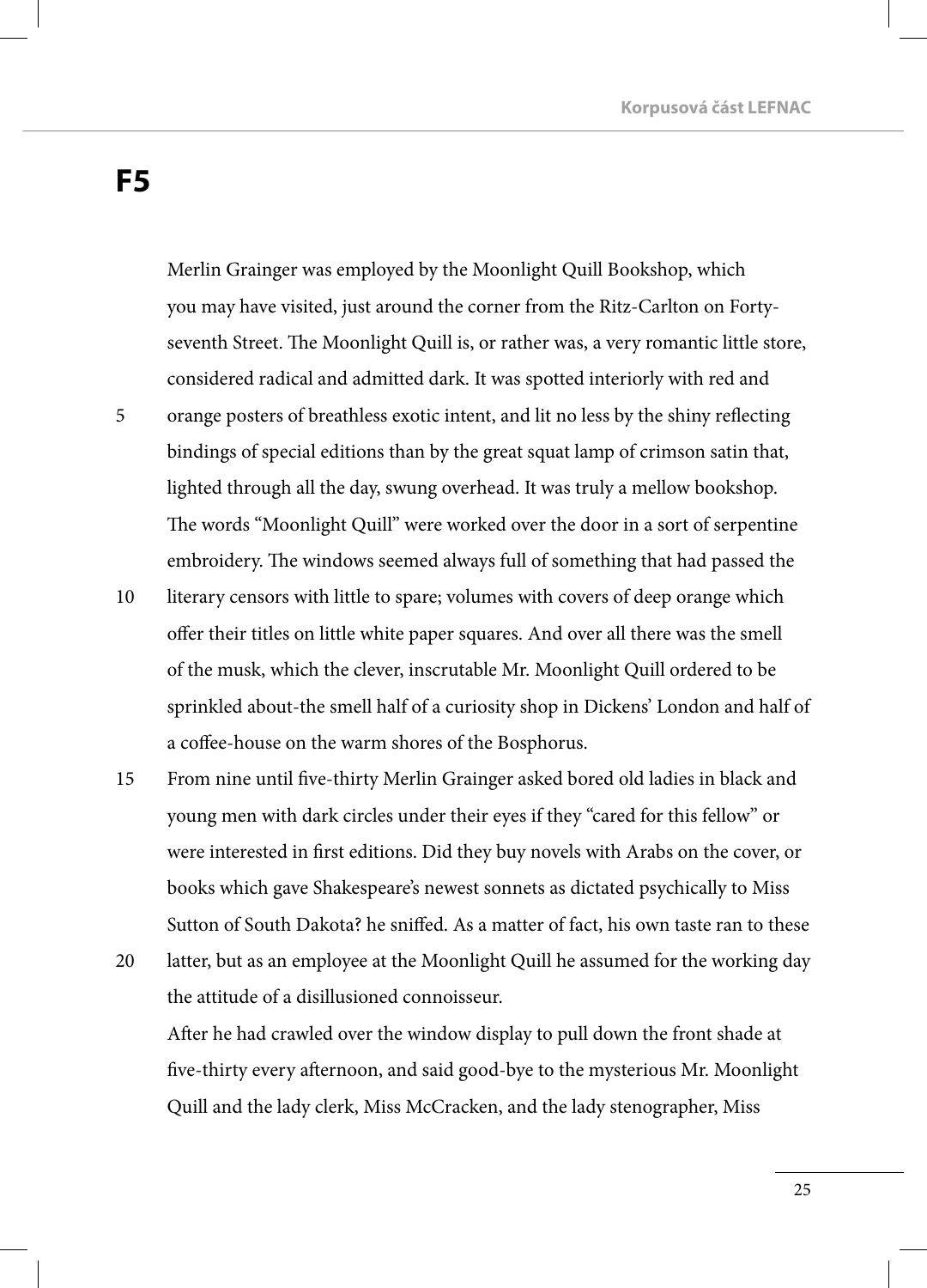# F5

Merlin Grainger was employed by the Moonlight Quill Bookshop, which you may have visited, just around the corner from the Ritz-Carlton on Forty-seventh Street. The Moonlight Quill is, or rather was, a very romantic little store, considered radical and admitted dark. It was spotted interiorly with red and orange posters of breathless exotic intent, and lit no less by the shiny reflecting bindings of special editions than by the great squat lamp of crimson satin that, lighted through all the day, swung overhead. It was truly a mellow bookshop. The words "Moonlight Quill" were worked over the door in a sort of serpentine embroidery. The windows seemed always full of something that had passed the literary censors with little to spare; volumes with covers of deep orange which offer their titles on little white paper squares. And over all there was the smell of the musk, which the clever, inscrutable Mr. Moonlight Quill ordered to be sprinkled about-the smell half of a curiosity shop in Dickens' London and half of a coffee-house on the warm shores of the Bosphorus.

From nine until five-thirty Merlin Grainger asked bored old ladies in black and young men with dark circles under their eyes if they "cared for this fellow" or were interested in first editions. Did they buy novels with Arabs on the cover, or books which gave Shakespeare's newest sonnets as dictated psychically to Miss Sutton of South Dakota? he sniffed. As a matter of fact, his own taste ran to these latter, but as an employee at the Moonlight Quill he assumed for the working day the attitude of a disillusioned connoisseur.

After he had crawled over the window display to pull down the front shade at five-thirty every afternoon, and said good-bye to the mysterious Mr. Moonlight Quill and the lady clerk, Miss McCracken, and the lady stenographer, Miss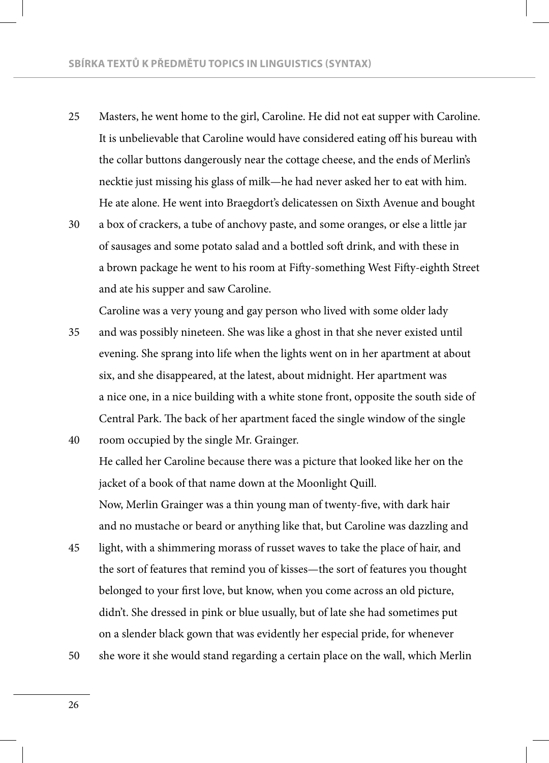Masters, he went home to the girl, Caroline. He did not eat supper with Caroline. It is unbelievable that Caroline would have considered eating off his bureau with the collar buttons dangerously near the cottage cheese, and the ends of Merlin's necktie just missing his glass of milk—he had never asked her to eat with him. He ate alone. He went into Braegdort's delicatessen on Sixth Avenue and bought a box of crackers, a tube of anchovy paste, and some oranges, or else a little jar of sausages and some potato salad and a bottled soft drink, and with these in a brown package he went to his room at Fifty-something West Fifty-eighth Street and ate his supper and saw Caroline.

Caroline was a very young and gay person who lived with some older lady and was possibly nineteen. She was like a ghost in that she never existed until evening. She sprang into life when the lights went on in her apartment at about six, and she disappeared, at the latest, about midnight. Her apartment was a nice one, in a nice building with a white stone front, opposite the south side of Central Park. The back of her apartment faced the single window of the single room occupied by the single Mr. Grainger.

He called her Caroline because there was a picture that looked like her on the jacket of a book of that name down at the Moonlight Quill.

Now, Merlin Grainger was a thin young man of twenty-five, with dark hair and no mustache or beard or anything like that, but Caroline was dazzling and light, with a shimmering morass of russet waves to take the place of hair, and the sort of features that remind you of kisses—the sort of features you thought belonged to your first love, but know, when you come across an old picture, didn't. She dressed in pink or blue usually, but of late she had sometimes put on a slender black gown that was evidently her especial pride, for whenever she wore it she would stand regarding a certain place on the wall, which Merlin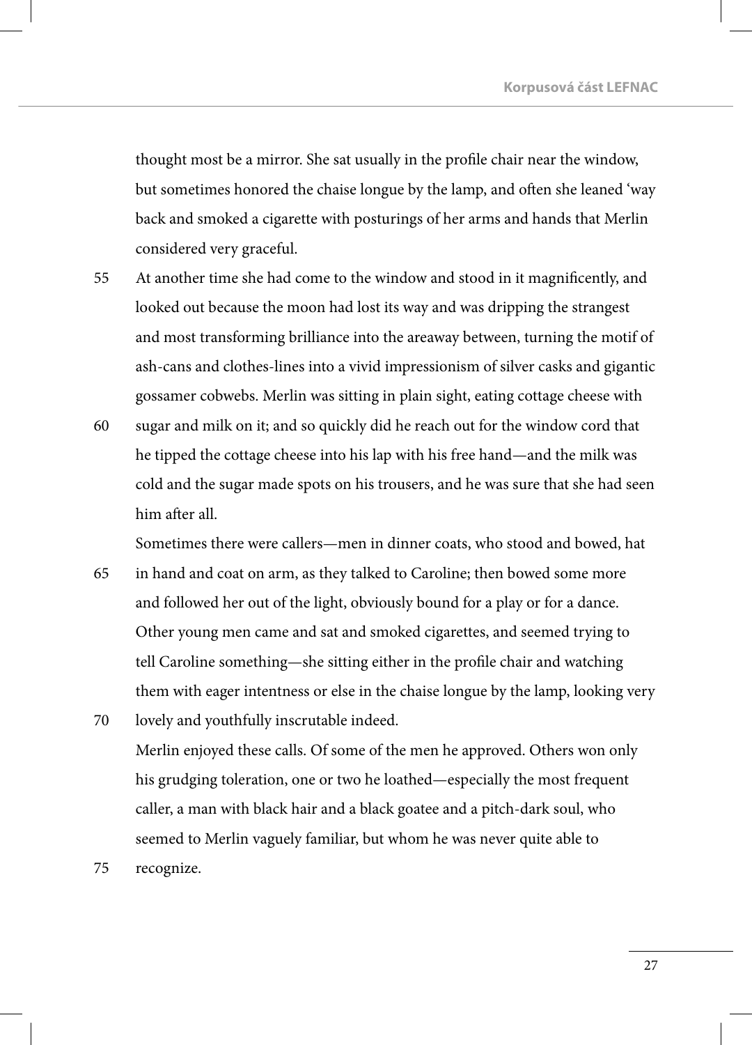thought most be a mirror. She sat usually in the profile chair near the window, but sometimes honored the chaise longue by the lamp, and often she leaned 'way back and smoked a cigarette with posturings of her arms and hands that Merlin considered very graceful.

At another time she had come to the window and stood in it magnificently, and looked out because the moon had lost its way and was dripping the strangest and most transforming brilliance into the areaway between, turning the motif of ash-cans and clothes-lines into a vivid impressionism of silver casks and gigantic gossamer cobwebs. Merlin was sitting in plain sight, eating cottage cheese with sugar and milk on it; and so quickly did he reach out for the window cord that he tipped the cottage cheese into his lap with his free hand—and the milk was cold and the sugar made spots on his trousers, and he was sure that she had seen him after all.

Sometimes there were callers—men in dinner coats, who stood and bowed, hat in hand and coat on arm, as they talked to Caroline; then bowed some more and followed her out of the light, obviously bound for a play or for a dance. Other young men came and sat and smoked cigarettes, and seemed trying to tell Caroline something—she sitting either in the profile chair and watching them with eager intentness or else in the chaise longue by the lamp, looking very lovely and youthfully inscrutable indeed.

Merlin enjoyed these calls. Of some of the men he approved. Others won only his grudging toleration, one or two he loathed—especially the most frequent caller, a man with black hair and a black goatee and a pitch-dark soul, who seemed to Merlin vaguely familiar, but whom he was never quite able to recognize.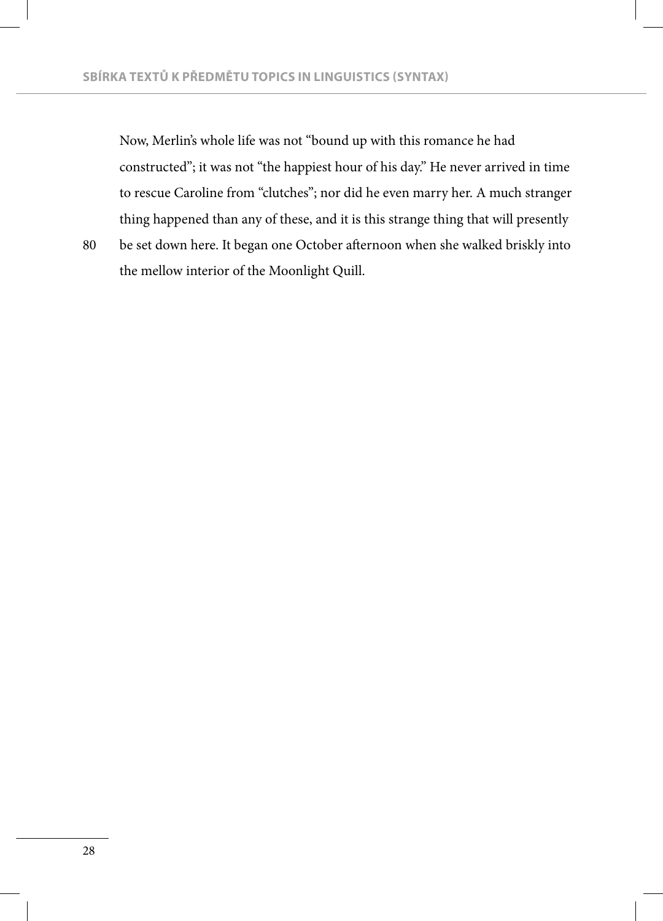Now, Merlin's whole life was not "bound up with this romance he had constructed"; it was not "the happiest hour of his day." He never arrived in time to rescue Caroline from "clutches"; nor did he even marry her. A much stranger thing happened than any of these, and it is this strange thing that will presently be set down here. It began one October afternoon when she walked briskly into the mellow interior of the Moonlight Quill.